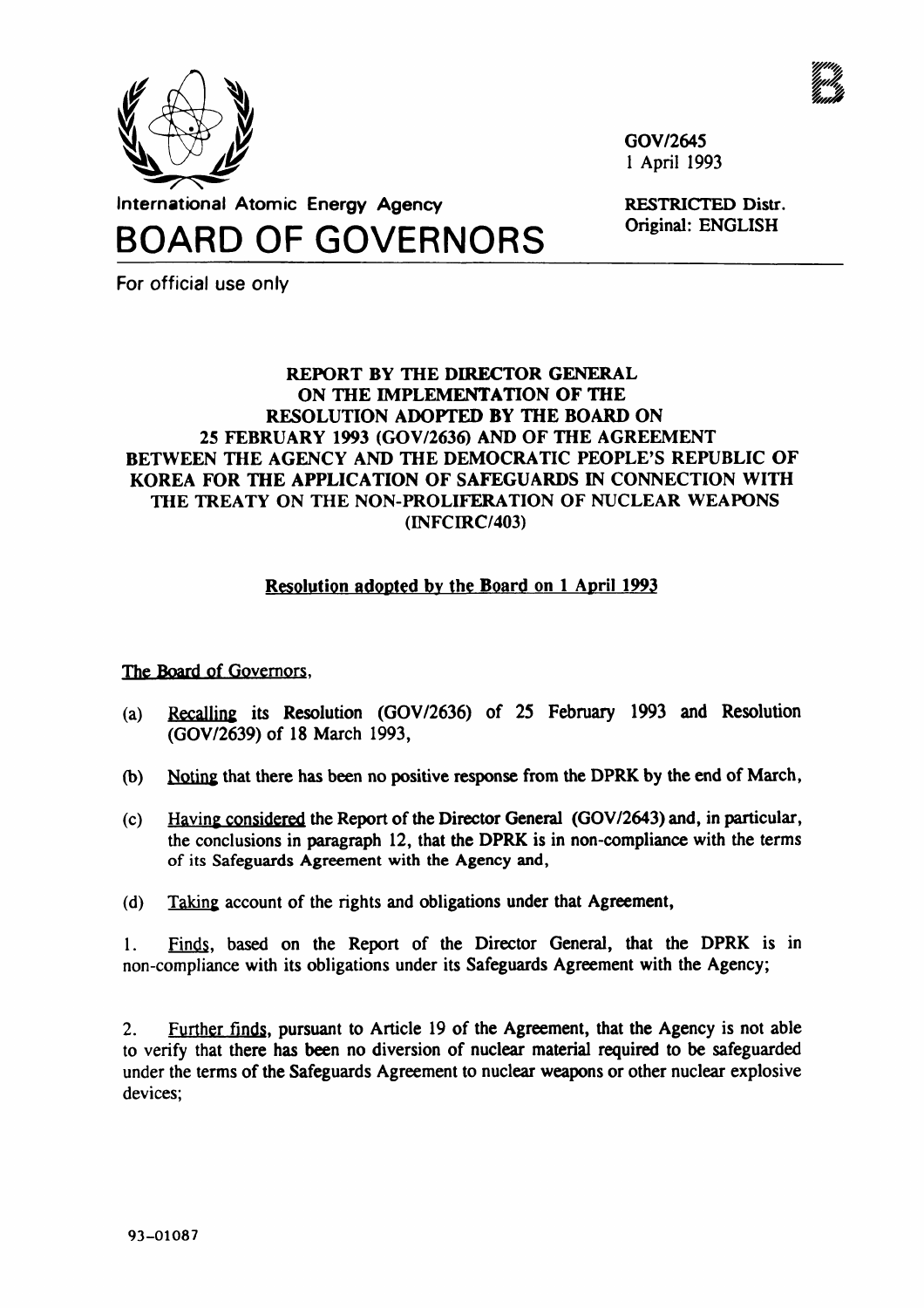GOV/2645
1 April 1993

International Atomic Energy Agency

# BOARD OF GOVERNORS

RESTRICTED Distr.
Original: ENGLISH

For official use only

## REPORT BY THE DIRECTOR GENERAL ON THE IMPLEMENTATION OF THE RESOLUTION ADOPTED BY THE BOARD ON 25 FEBRUARY 1993 (GOV/2636) AND OF THE AGREEMENT BETWEEN THE AGENCY AND THE DEMOCRATIC PEOPLE'S REPUBLIC OF KOREA FOR THE APPLICATION OF SAFEGUARDS IN CONNECTION WITH THE TREATY ON THE NON-PROLIFERATION OF NUCLEAR WEAPONS (INFCIRC/403)

### Resolution adopted by the Board on 1 April 1993

The Board of Governors,

(a) Recalling its Resolution (GOV/2636) of 25 February 1993 and Resolution (GOV/2639) of 18 March 1993,

(b) Noting that there has been no positive response from the DPRK by the end of March,

(c) Having considered the Report of the Director General (GOV/2643) and, in particular, the conclusions in paragraph 12, that the DPRK is in non-compliance with the terms of its Safeguards Agreement with the Agency and,

(d) Taking account of the rights and obligations under that Agreement,

1. Finds, based on the Report of the Director General, that the DPRK is in non-compliance with its obligations under its Safeguards Agreement with the Agency;

2. Further finds, pursuant to Article 19 of the Agreement, that the Agency is not able to verify that there has been no diversion of nuclear material required to be safeguarded under the terms of the Safeguards Agreement to nuclear weapons or other nuclear explosive devices;

93-01087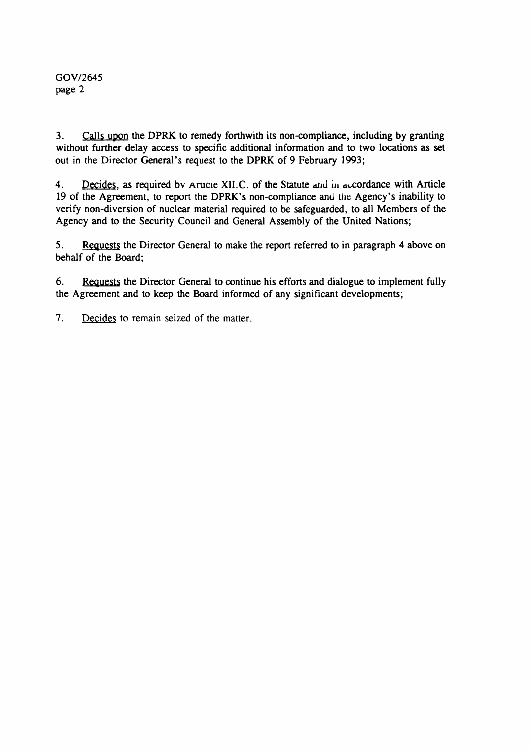3. Calls upon the DPRK to remedy forthwith its non-compliance, including by granting without further delay access to specific additional information and to two locations as set out in the Director General's request to the DPRK of 9 February 1993;

4. Decides, as required by Article XII.C. of the Statute and in accordance with Article 19 of the Agreement, to report the DPRK's non-compliance and the Agency's inability to verify non-diversion of nuclear material required to be safeguarded, to all Members of the Agency and to the Security Council and General Assembly of the United Nations;

5. Requests the Director General to make the report referred to in paragraph 4 above on behalf of the Board;

6. Requests the Director General to continue his efforts and dialogue to implement fully the Agreement and to keep the Board informed of any significant developments;

7. Decides to remain seized of the matter.